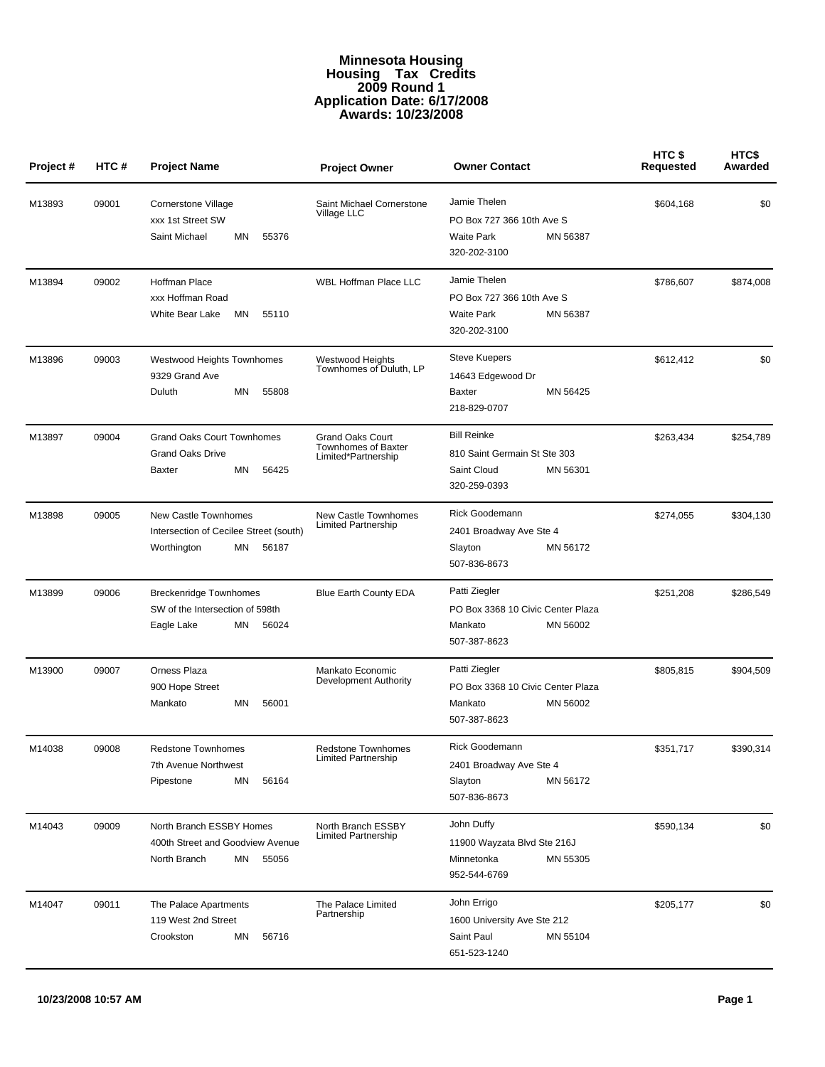# Minnesota Housing
# Housing Tax Credits
# 2009 Round 1
# Application Date: 6/17/2008
# Awards: 10/23/2008

| Project # | HTC # | Project Name | Project Owner | Owner Contact | HTC $ Requested | HTC$ Awarded |
|---|---|---|---|---|---|---|
| M13893 | 09001 | Cornerstone Village<br>xxx 1st Street SW<br>Saint Michael MN 55376 | Saint Michael Cornerstone Village LLC | Jamie Thelen<br>PO Box 727 366 10th Ave S<br>Waite Park MN 56387<br>320-202-3100 | $604,168 | $0 |
| M13894 | 09002 | Hoffman Place<br>xxx Hoffman Road<br>White Bear Lake MN 55110 | WBL Hoffman Place LLC | Jamie Thelen<br>PO Box 727 366 10th Ave S<br>Waite Park MN 56387<br>320-202-3100 | $786,607 | $874,008 |
| M13896 | 09003 | Westwood Heights Townhomes<br>9329 Grand Ave<br>Duluth MN 55808 | Westwood Heights Townhomes of Duluth, LP | Steve Kuepers<br>14643 Edgewood Dr<br>Baxter MN 56425<br>218-829-0707 | $612,412 | $0 |
| M13897 | 09004 | Grand Oaks Court Townhomes<br>Grand Oaks Drive<br>Baxter MN 56425 | Grand Oaks Court Townhomes of Baxter Limited*Partnership | Bill Reinke<br>810 Saint Germain St Ste 303<br>Saint Cloud MN 56301<br>320-259-0393 | $263,434 | $254,789 |
| M13898 | 09005 | New Castle Townhomes<br>Intersection of Cecilee Street (south)<br>Worthington MN 56187 | New Castle Townhomes Limited Partnership | Rick Goodemann<br>2401 Broadway Ave Ste 4<br>Slayton MN 56172<br>507-836-8673 | $274,055 | $304,130 |
| M13899 | 09006 | Breckenridge Townhomes<br>SW of the Intersection of 598th<br>Eagle Lake MN 56024 | Blue Earth County EDA | Patti Ziegler<br>PO Box 3368 10 Civic Center Plaza<br>Mankato MN 56002<br>507-387-8623 | $251,208 | $286,549 |
| M13900 | 09007 | Orness Plaza<br>900 Hope Street<br>Mankato MN 56001 | Mankato Economic Development Authority | Patti Ziegler<br>PO Box 3368 10 Civic Center Plaza<br>Mankato MN 56002<br>507-387-8623 | $805,815 | $904,509 |
| M14038 | 09008 | Redstone Townhomes<br>7th Avenue Northwest<br>Pipestone MN 56164 | Redstone Townhomes Limited Partnership | Rick Goodemann<br>2401 Broadway Ave Ste 4<br>Slayton MN 56172<br>507-836-8673 | $351,717 | $390,314 |
| M14043 | 09009 | North Branch ESSBY Homes<br>400th Street and Goodview Avenue<br>North Branch MN 55056 | North Branch ESSBY Limited Partnership | John Duffy<br>11900 Wayzata Blvd Ste 216J<br>Minnetonka MN 55305<br>952-544-6769 | $590,134 | $0 |
| M14047 | 09011 | The Palace Apartments<br>119 West 2nd Street<br>Crookston MN 56716 | The Palace Limited Partnership | John Errigo<br>1600 University Ave Ste 212<br>Saint Paul MN 55104<br>651-523-1240 | $205,177 | $0 |

10/23/2008 10:57 AM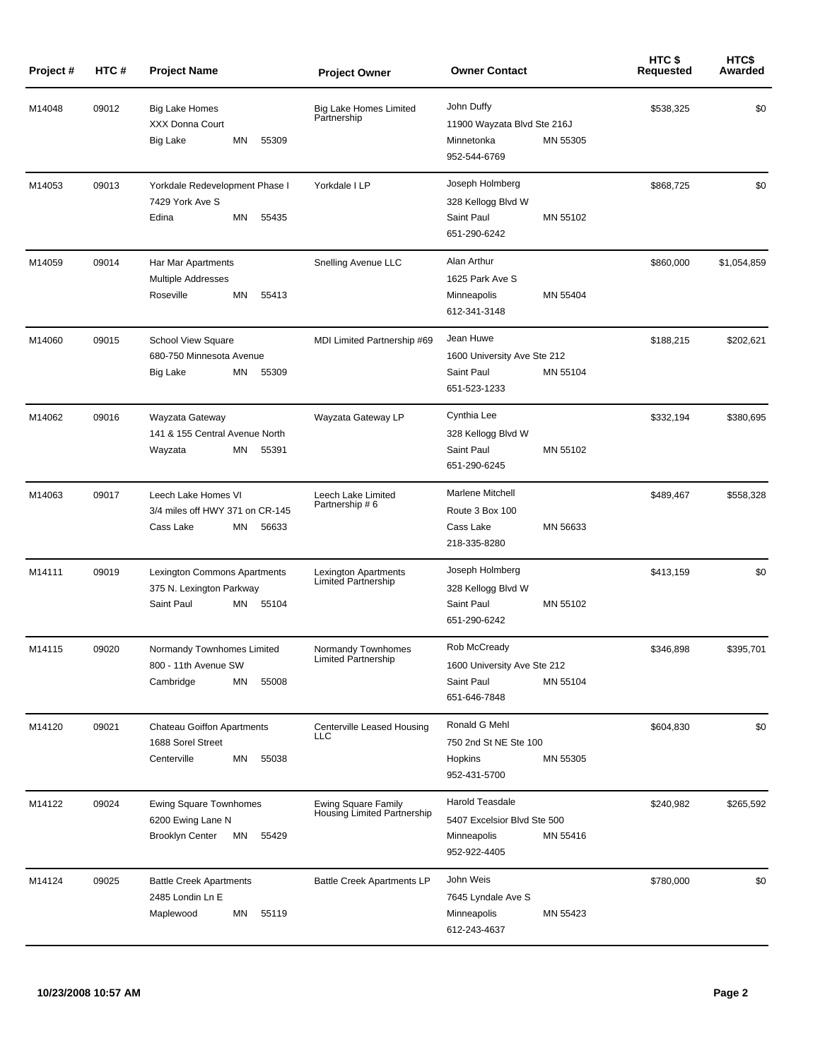| Project # | HTC # | Project Name | Project Owner | Owner Contact | HTC $ Requested | HTC$ Awarded |
|---|---|---|---|---|---|---|
| M14048 | 09012 | Big Lake Homes<br>XXX Donna Court<br>Big Lake MN 55309 | Big Lake Homes Limited Partnership | John Duffy<br>11900 Wayzata Blvd Ste 216J<br>Minnetonka MN 55305<br>952-544-6769 | $538,325 | $0 |
| M14053 | 09013 | Yorkdale Redevelopment Phase I<br>7429 York Ave S<br>Edina MN 55435 | Yorkdale I LP | Joseph Holmberg<br>328 Kellogg Blvd W<br>Saint Paul MN 55102<br>651-290-6242 | $868,725 | $0 |
| M14059 | 09014 | Har Mar Apartments<br>Multiple Addresses<br>Roseville MN 55413 | Snelling Avenue LLC | Alan Arthur<br>1625 Park Ave S<br>Minneapolis MN 55404<br>612-341-3148 | $860,000 | $1,054,859 |
| M14060 | 09015 | School View Square<br>680-750 Minnesota Avenue<br>Big Lake MN 55309 | MDI Limited Partnership #69 | Jean Huwe<br>1600 University Ave Ste 212<br>Saint Paul MN 55104<br>651-523-1233 | $188,215 | $202,621 |
| M14062 | 09016 | Wayzata Gateway<br>141 & 155 Central Avenue North<br>Wayzata MN 55391 | Wayzata Gateway LP | Cynthia Lee<br>328 Kellogg Blvd W<br>Saint Paul MN 55102<br>651-290-6245 | $332,194 | $380,695 |
| M14063 | 09017 | Leech Lake Homes VI<br>3/4 miles off HWY 371 on CR-145<br>Cass Lake MN 56633 | Leech Lake Limited Partnership # 6 | Marlene Mitchell<br>Route 3 Box 100<br>Cass Lake MN 56633<br>218-335-8280 | $489,467 | $558,328 |
| M14111 | 09019 | Lexington Commons Apartments<br>375 N. Lexington Parkway<br>Saint Paul MN 55104 | Lexington Apartments Limited Partnership | Joseph Holmberg<br>328 Kellogg Blvd W<br>Saint Paul MN 55102<br>651-290-6242 | $413,159 | $0 |
| M14115 | 09020 | Normandy Townhomes Limited<br>800 - 11th Avenue SW<br>Cambridge MN 55008 | Normandy Townhomes Limited Partnership | Rob McCready<br>1600 University Ave Ste 212<br>Saint Paul MN 55104<br>651-646-7848 | $346,898 | $395,701 |
| M14120 | 09021 | Chateau Goiffon Apartments<br>1688 Sorel Street<br>Centerville MN 55038 | Centerville Leased Housing LLC | Ronald G Mehl<br>750 2nd St NE Ste 100<br>Hopkins MN 55305<br>952-431-5700 | $604,830 | $0 |
| M14122 | 09024 | Ewing Square Townhomes<br>6200 Ewing Lane N<br>Brooklyn Center MN 55429 | Ewing Square Family Housing Limited Partnership | Harold Teasdale<br>5407 Excelsior Blvd Ste 500<br>Minneapolis MN 55416<br>952-922-4405 | $240,982 | $265,592 |
| M14124 | 09025 | Battle Creek Apartments<br>2485 Londin Ln E<br>Maplewood MN 55119 | Battle Creek Apartments LP | John Weis<br>7645 Lyndale Ave S<br>Minneapolis MN 55423<br>612-243-4637 | $780,000 | $0 |

10/23/2008 10:57 AM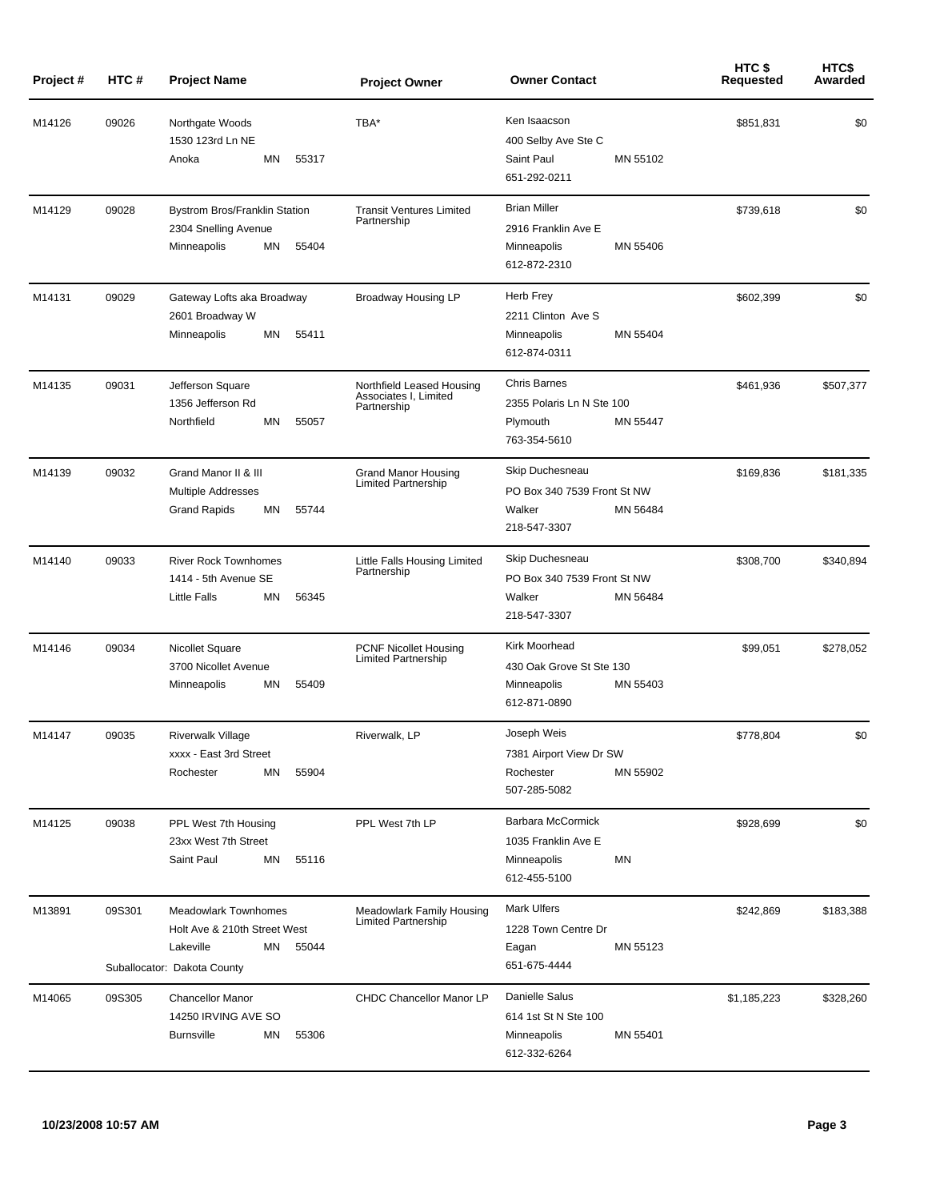| Project # | HTC # | Project Name | Project Owner | Owner Contact | HTC $ Requested | HTC$ Awarded |
|---|---|---|---|---|---|---|
| M14126 | 09026 | Northgate Woods<br>1530 123rd Ln NE<br>Anoka MN 55317 | TBA* | Ken Isaacson<br>400 Selby Ave Ste C<br>Saint Paul MN 55102<br>651-292-0211 | $851,831 | $0 |
| M14129 | 09028 | Bystrom Bros/Franklin Station<br>2304 Snelling Avenue<br>Minneapolis MN 55404 | Transit Ventures Limited Partnership | Brian Miller<br>2916 Franklin Ave E<br>Minneapolis MN 55406<br>612-872-2310 | $739,618 | $0 |
| M14131 | 09029 | Gateway Lofts aka Broadway<br>2601 Broadway W<br>Minneapolis MN 55411 | Broadway Housing LP | Herb Frey<br>2211 Clinton Ave S<br>Minneapolis MN 55404<br>612-874-0311 | $602,399 | $0 |
| M14135 | 09031 | Jefferson Square<br>1356 Jefferson Rd<br>Northfield MN 55057 | Northfield Leased Housing Associates I, Limited Partnership | Chris Barnes<br>2355 Polaris Ln N Ste 100<br>Plymouth MN 55447<br>763-354-5610 | $461,936 | $507,377 |
| M14139 | 09032 | Grand Manor II & III<br>Multiple Addresses<br>Grand Rapids MN 55744 | Grand Manor Housing Limited Partnership | Skip Duchesneau<br>PO Box 340 7539 Front St NW<br>Walker MN 56484<br>218-547-3307 | $169,836 | $181,335 |
| M14140 | 09033 | River Rock Townhomes<br>1414 - 5th Avenue SE<br>Little Falls MN 56345 | Little Falls Housing Limited Partnership | Skip Duchesneau<br>PO Box 340 7539 Front St NW<br>Walker MN 56484<br>218-547-3307 | $308,700 | $340,894 |
| M14146 | 09034 | Nicollet Square<br>3700 Nicollet Avenue<br>Minneapolis MN 55409 | PCNF Nicollet Housing Limited Partnership | Kirk Moorhead<br>430 Oak Grove St Ste 130<br>Minneapolis MN 55403<br>612-871-0890 | $99,051 | $278,052 |
| M14147 | 09035 | Riverwalk Village<br>xxxx - East 3rd Street<br>Rochester MN 55904 | Riverwalk, LP | Joseph Weis<br>7381 Airport View Dr SW<br>Rochester MN 55902<br>507-285-5082 | $778,804 | $0 |
| M14125 | 09038 | PPL West 7th Housing<br>23xx West 7th Street<br>Saint Paul MN 55116 | PPL West 7th LP | Barbara McCormick<br>1035 Franklin Ave E<br>Minneapolis MN<br>612-455-5100 | $928,699 | $0 |
| M13891 | 09S301 | Meadowlark Townhomes<br>Holt Ave & 210th Street West<br>Lakeville MN 55044<br>Suballocator: Dakota County | Meadowlark Family Housing Limited Partnership | Mark Ulfers<br>1228 Town Centre Dr<br>Eagan MN 55123<br>651-675-4444 | $242,869 | $183,388 |
| M14065 | 09S305 | Chancellor Manor<br>14250 IRVING AVE SO<br>Burnsville MN 55306 | CHDC Chancellor Manor LP | Danielle Salus<br>614 1st St N Ste 100<br>Minneapolis MN 55401<br>612-332-6264 | $1,185,223 | $328,260 |

10/23/2008 10:57 AM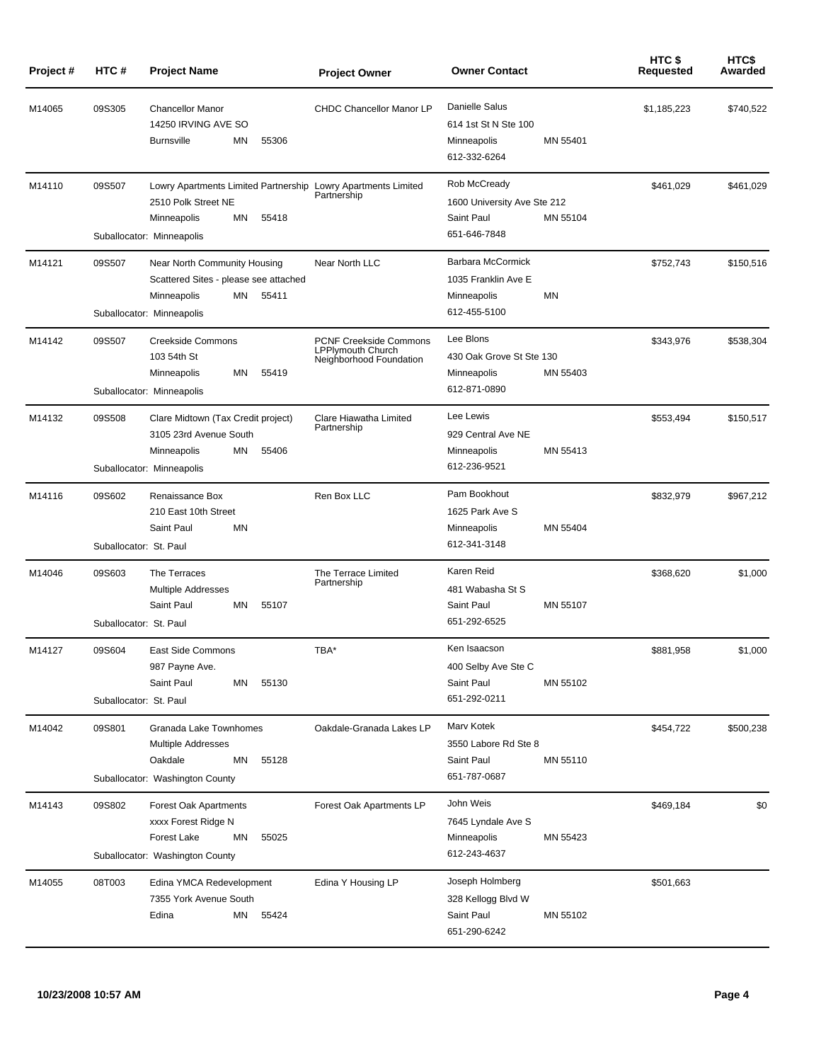| Project # | HTC # | Project Name | Project Owner | Owner Contact | HTC $ Requested | HTC$ Awarded |
|---|---|---|---|---|---|---|
| M14065 | 09S305 | Chancellor Manor<br>14250 IRVING AVE SO<br>Burnsville MN 55306 | CHDC Chancellor Manor LP | Danielle Salus<br>614 1st St N Ste 100<br>Minneapolis MN 55401<br>612-332-6264 | $1,185,223 | $740,522 |
| M14110 | 09S507 | Lowry Apartments Limited Partnership<br>2510 Polk Street NE<br>Minneapolis MN 55418<br>Suballocator: Minneapolis | Lowry Apartments Limited Partnership | Rob McCready<br>1600 University Ave Ste 212<br>Saint Paul MN 55104<br>651-646-7848 | $461,029 | $461,029 |
| M14121 | 09S507 | Near North Community Housing<br>Scattered Sites - please see attached<br>Minneapolis MN 55411<br>Suballocator: Minneapolis | Near North LLC | Barbara McCormick<br>1035 Franklin Ave E<br>Minneapolis MN<br>612-455-5100 | $752,743 | $150,516 |
| M14142 | 09S507 | Creekside Commons<br>103 54th St<br>Minneapolis MN 55419<br>Suballocator: Minneapolis | PCNF Creekside Commons LPPlymouth Church Neighborhood Foundation | Lee Blons<br>430 Oak Grove St Ste 130<br>Minneapolis MN 55403<br>612-871-0890 | $343,976 | $538,304 |
| M14132 | 09S508 | Clare Midtown (Tax Credit project)<br>3105 23rd Avenue South<br>Minneapolis MN 55406<br>Suballocator: Minneapolis | Clare Hiawatha Limited Partnership | Lee Lewis<br>929 Central Ave NE<br>Minneapolis MN 55413<br>612-236-9521 | $553,494 | $150,517 |
| M14116 | 09S602 | Renaissance Box<br>210 East 10th Street<br>Saint Paul MN<br>Suballocator: St. Paul | Ren Box LLC | Pam Bookhout<br>1625 Park Ave S<br>Minneapolis MN 55404<br>612-341-3148 | $832,979 | $967,212 |
| M14046 | 09S603 | The Terraces<br>Multiple Addresses<br>Saint Paul MN 55107<br>Suballocator: St. Paul | The Terrace Limited Partnership | Karen Reid<br>481 Wabasha St S<br>Saint Paul MN 55107<br>651-292-6525 | $368,620 | $1,000 |
| M14127 | 09S604 | East Side Commons<br>987 Payne Ave.<br>Saint Paul MN 55130<br>Suballocator: St. Paul | TBA* | Ken Isaacson<br>400 Selby Ave Ste C<br>Saint Paul MN 55102<br>651-292-0211 | $881,958 | $1,000 |
| M14042 | 09S801 | Granada Lake Townhomes<br>Multiple Addresses<br>Oakdale MN 55128<br>Suballocator: Washington County | Oakdale-Granada Lakes LP | Marv Kotek<br>3550 Labore Rd Ste 8<br>Saint Paul MN 55110<br>651-787-0687 | $454,722 | $500,238 |
| M14143 | 09S802 | Forest Oak Apartments<br>xxxx Forest Ridge N<br>Forest Lake MN 55025<br>Suballocator: Washington County | Forest Oak Apartments LP | John Weis<br>7645 Lyndale Ave S<br>Minneapolis MN 55423<br>612-243-4637 | $469,184 | $0 |
| M14055 | 08T003 | Edina YMCA Redevelopment<br>7355 York Avenue South<br>Edina MN 55424 | Edina Y Housing LP | Joseph Holmberg<br>328 Kellogg Blvd W<br>Saint Paul MN 55102<br>651-290-6242 | $501,663 | |

10/23/2008 10:57 AM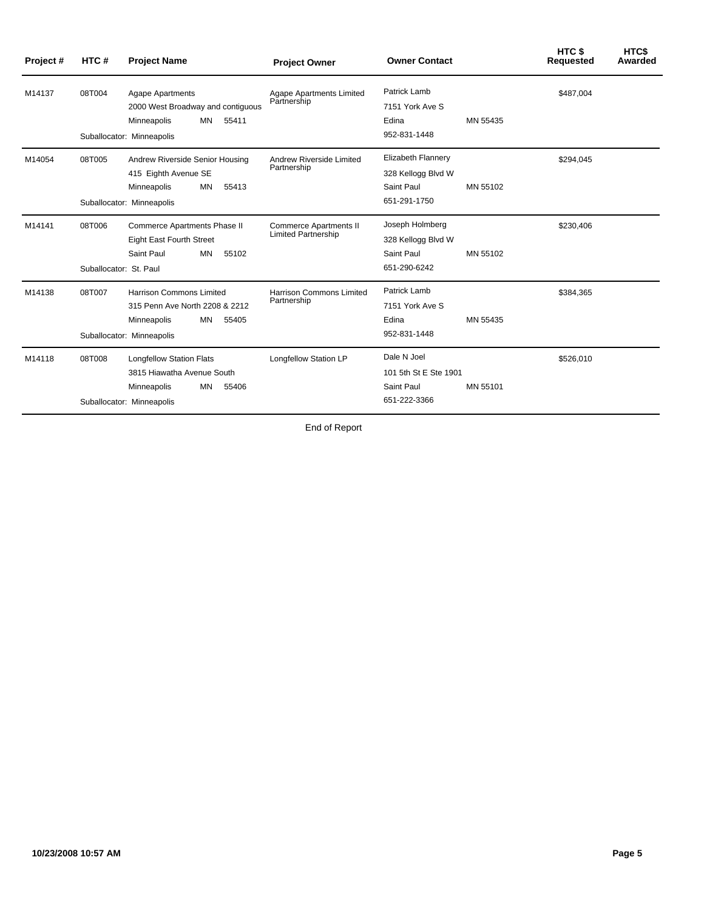| Project # | HTC # | Project Name | Project Owner | Owner Contact | HTC $ Requested | HTC$ Awarded |
|---|---|---|---|---|---|---|
| M14137 | 08T004 | Agape Apartments<br>2000 West Broadway and contiguous<br>Minneapolis MN 55411<br>Suballocator: Minneapolis | Agape Apartments Limited Partnership | Patrick Lamb<br>7151 York Ave S<br>Edina MN 55435<br>952-831-1448 | $487,004 | |
| M14054 | 08T005 | Andrew Riverside Senior Housing<br>415 Eighth Avenue SE<br>Minneapolis MN 55413<br>Suballocator: Minneapolis | Andrew Riverside Limited Partnership | Elizabeth Flannery<br>328 Kellogg Blvd W<br>Saint Paul MN 55102<br>651-291-1750 | $294,045 | |
| M14141 | 08T006 | Commerce Apartments Phase II<br>Eight East Fourth Street<br>Saint Paul MN 55102<br>Suballocator: St. Paul | Commerce Apartments II Limited Partnership | Joseph Holmberg<br>328 Kellogg Blvd W<br>Saint Paul MN 55102<br>651-290-6242 | $230,406 | |
| M14138 | 08T007 | Harrison Commons Limited<br>315 Penn Ave North 2208 & 2212<br>Minneapolis MN 55405<br>Suballocator: Minneapolis | Harrison Commons Limited Partnership | Patrick Lamb<br>7151 York Ave S<br>Edina MN 55435<br>952-831-1448 | $384,365 | |
| M14118 | 08T008 | Longfellow Station Flats<br>3815 Hiawatha Avenue South<br>Minneapolis MN 55406<br>Suballocator: Minneapolis | Longfellow Station LP | Dale N Joel<br>101 5th St E Ste 1901<br>Saint Paul MN 55101<br>651-222-3366 | $526,010 | |

End of Report

10/23/2008 10:57 AM